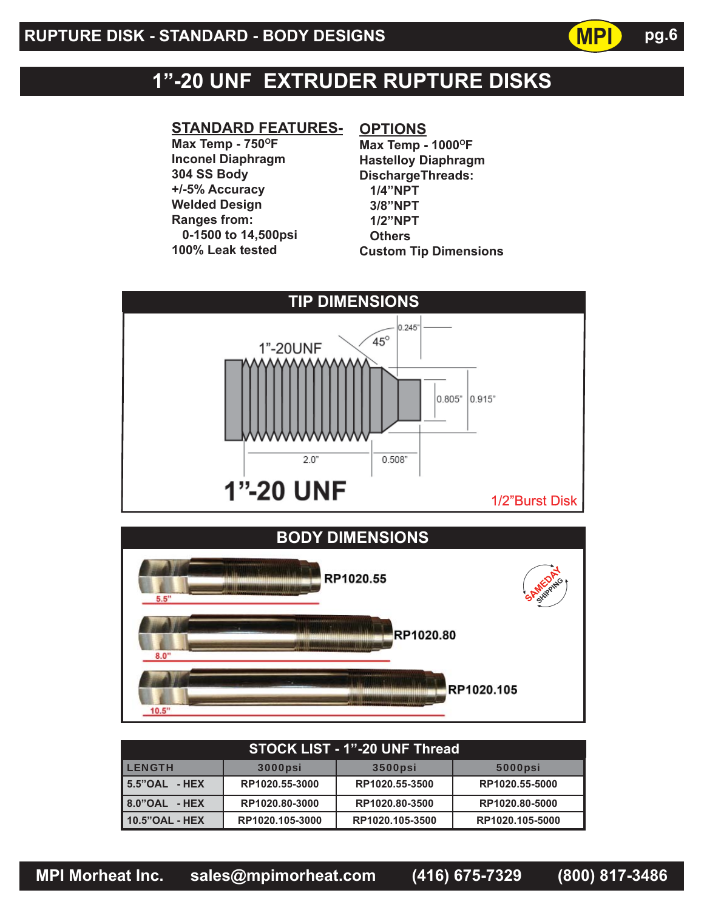# 1”-20 UNF EXTRUDER RUPTURE DISKS

**STANDARD FEATURES-**

Max Temp - 750°F
Inconel Diaphragm
304 SS Body
+/-5% Accuracy
Welded Design
Ranges from:
  0-1500 to 14,500psi
100% Leak tested

**OPTIONS**

Max Temp - 1000°F
Hastelloy Diaphragm
DischargeThreads:
  1/4”NPT
  3/8”NPT
  1/2”NPT
  Others
Custom Tip Dimensions

## TIP DIMENSIONS

1”-20UNF

45°

0.245”

0.805”

0.915”

2.0”

0.508”

**1”-20 UNF**

1/2”Burst Disk

## BODY DIMENSIONS

RP1020.55 — 5.5”

RP1020.80 — 8.0”

RP1020.105 — 10.5”

SAMEDAY SHIPPING

## STOCK LIST - 1”-20 UNF Thread

| LENGTH | 3000psi | 3500psi | 5000psi |
|---|---|---|---|
| 5.5”OAL - HEX | RP1020.55-3000 | RP1020.55-3500 | RP1020.55-5000 |
| 8.0”OAL - HEX | RP1020.80-3000 | RP1020.80-3500 | RP1020.80-5000 |
| 10.5”OAL - HEX | RP1020.105-3000 | RP1020.105-3500 | RP1020.105-5000 |

MPI Morheat Inc. sales@mpimorheat.com (416) 675-7329 (800) 817-3486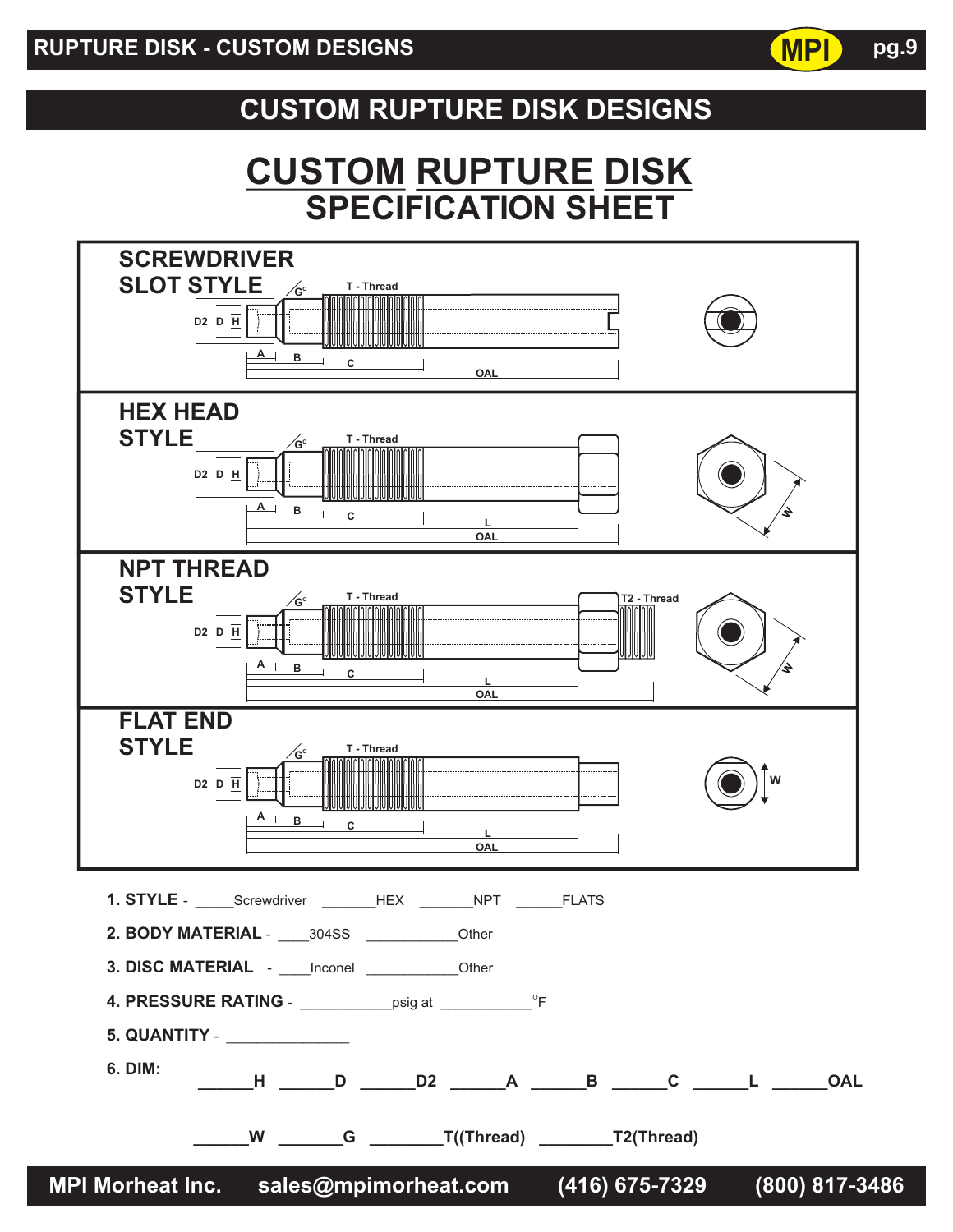# CUSTOM RUPTURE DISK DESIGNS

## CUSTOM RUPTURE DISK SPECIFICATION SHEET

### SCREWDRIVER SLOT STYLE

G° T - Thread D2 D H A B C OAL

### HEX HEAD STYLE

G° T - Thread D2 D H A B C L OAL W

### NPT THREAD STYLE

G° T - Thread T2 - Thread D2 D H A B C L OAL W

### FLAT END STYLE

G° T - Thread D2 D H A B C L OAL W

**1. STYLE** - _____Screwdriver _______HEX _______NPT ______FLATS

**2. BODY MATERIAL** - ____304SS ___________Other

**3. DISC MATERIAL** - ____Inconel ___________Other

**4. PRESSURE RATING** - ___________psig at ___________°F

**5. QUANTITY** - ______________

**6. DIM:** ______**H** ______**D** ______**D2** ______**A** ______**B** ______**C** ______**L** ______**OAL**

______**W** _______**G** ________**T((Thread)** ________**T2(Thread)**

**MPI Morheat Inc.** **sales@mpimorheat.com** **(416) 675-7329** **(800) 817-3486**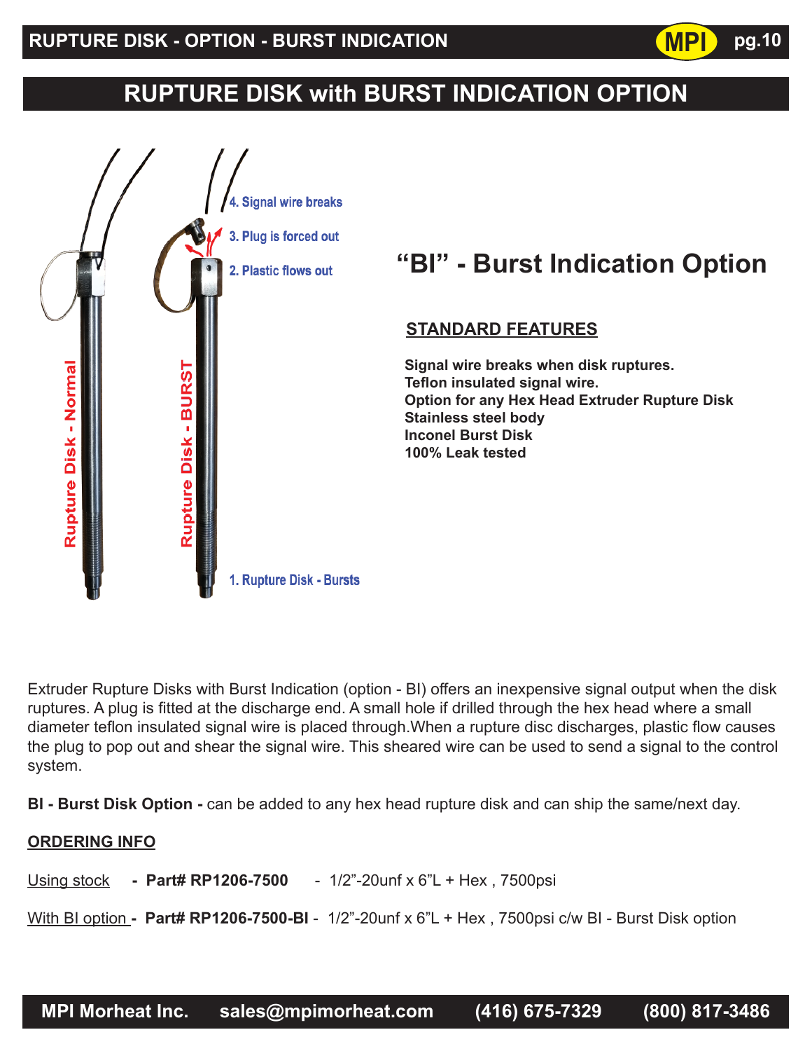# RUPTURE DISK with BURST INDICATION OPTION

4. Signal wire breaks
3. Plug is forced out
2. Plastic flows out
1. Rupture Disk - Bursts

Rupture Disk - Normal

Rupture Disk - BURST

## "BI" - Burst Indication Option

### STANDARD FEATURES

**Signal wire breaks when disk ruptures.**
**Teflon insulated signal wire.**
**Option for any Hex Head Extruder Rupture Disk**
**Stainless steel body**
**Inconel Burst Disk**
**100% Leak tested**

Extruder Rupture Disks with Burst Indication (option - BI) offers an inexpensive signal output when the disk ruptures. A plug is fitted at the discharge end. A small hole if drilled through the hex head where a small diameter teflon insulated signal wire is placed through.When a rupture disc discharges, plastic flow causes the plug to pop out and shear the signal wire. This sheared wire can be used to send a signal to the control system.

**BI - Burst Disk Option -** can be added to any hex head rupture disk and can ship the same/next day.

**ORDERING INFO**

Using stock **- Part# RP1206-7500** - 1/2"-20unf x 6"L + Hex , 7500psi

With BI option **- Part# RP1206-7500-BI** - 1/2"-20unf x 6"L + Hex , 7500psi c/w BI - Burst Disk option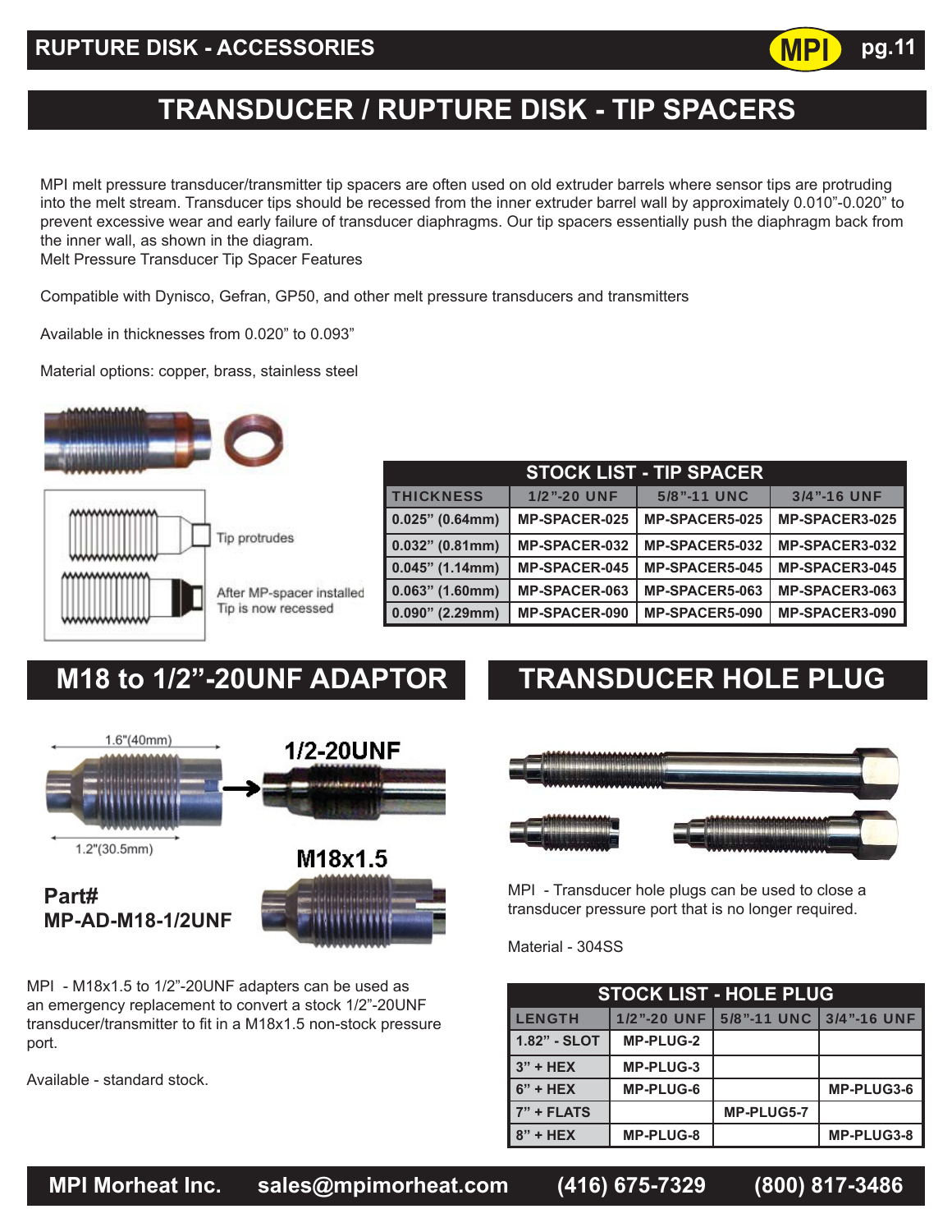# TRANSDUCER / RUPTURE DISK - TIP SPACERS

MPI melt pressure transducer/transmitter tip spacers are often used on old extruder barrels where sensor tips are protruding into the melt stream. Transducer tips should be recessed from the inner extruder barrel wall by approximately 0.010”-0.020” to prevent excessive wear and early failure of transducer diaphragms. Our tip spacers essentially push the diaphragm back from the inner wall, as shown in the diagram.
Melt Pressure Transducer Tip Spacer Features

Compatible with Dynisco, Gefran, GP50, and other melt pressure transducers and transmitters

Available in thicknesses from 0.020” to 0.093”

Material options: copper, brass, stainless steel

Tip protrudes

After MP-spacer installed
Tip is now recessed

**STOCK LIST - TIP SPACER**

| THICKNESS | 1/2”-20 UNF | 5/8”-11 UNC | 3/4”-16 UNF |
|---|---|---|---|
| 0.025” (0.64mm) | MP-SPACER-025 | MP-SPACER5-025 | MP-SPACER3-025 |
| 0.032” (0.81mm) | MP-SPACER-032 | MP-SPACER5-032 | MP-SPACER3-032 |
| 0.045” (1.14mm) | MP-SPACER-045 | MP-SPACER5-045 | MP-SPACER3-045 |
| 0.063” (1.60mm) | MP-SPACER-063 | MP-SPACER5-063 | MP-SPACER3-063 |
| 0.090” (2.29mm) | MP-SPACER-090 | MP-SPACER5-090 | MP-SPACER3-090 |

## M18 to 1/2”-20UNF ADAPTOR

1.6"(40mm)

1.2"(30.5mm)

1/2-20UNF

M18x1.5

**Part#**
**MP-AD-M18-1/2UNF**

MPI - M18x1.5 to 1/2”-20UNF adapters can be used as an emergency replacement to convert a stock 1/2”-20UNF transducer/transmitter to fit in a M18x1.5 non-stock pressure port.

Available - standard stock.

## TRANSDUCER HOLE PLUG

MPI - Transducer hole plugs can be used to close a transducer pressure port that is no longer required.

Material - 304SS

**STOCK LIST - HOLE PLUG**

| LENGTH | 1/2”-20 UNF | 5/8”-11 UNC | 3/4”-16 UNF |
|---|---|---|---|
| 1.82” - SLOT | MP-PLUG-2 | | |
| 3” + HEX | MP-PLUG-3 | | |
| 6” + HEX | MP-PLUG-6 | | MP-PLUG3-6 |
| 7” + FLATS | | MP-PLUG5-7 | |
| 8” + HEX | MP-PLUG-8 | | MP-PLUG3-8 |

MPI Morheat Inc. sales@mpimorheat.com (416) 675-7329 (800) 817-3486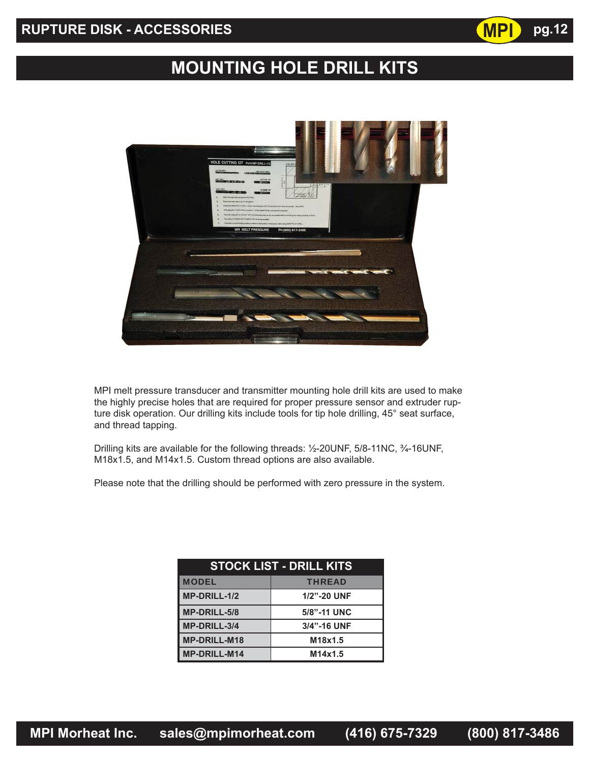# RUPTURE DISK - ACCESSORIES

## MOUNTING HOLE DRILL KITS

MPI melt pressure transducer and transmitter mounting hole drill kits are used to make the highly precise holes that are required for proper pressure sensor and extruder rupture disk operation. Our drilling kits include tools for tip hole drilling, 45° seat surface, and thread tapping.

Drilling kits are available for the following threads: ½-20UNF, 5/8-11NC, ¾-16UNF, M18x1.5, and M14x1.5. Custom thread options are also available.

Please note that the drilling should be performed with zero pressure in the system.

| STOCK LIST - DRILL KITS | |
|---|---|
| **MODEL** | **THREAD** |
| MP-DRILL-1/2 | 1/2”-20 UNF |
| MP-DRILL-5/8 | 5/8”-11 UNC |
| MP-DRILL-3/4 | 3/4”-16 UNF |
| MP-DRILL-M18 | M18x1.5 |
| MP-DRILL-M14 | M14x1.5 |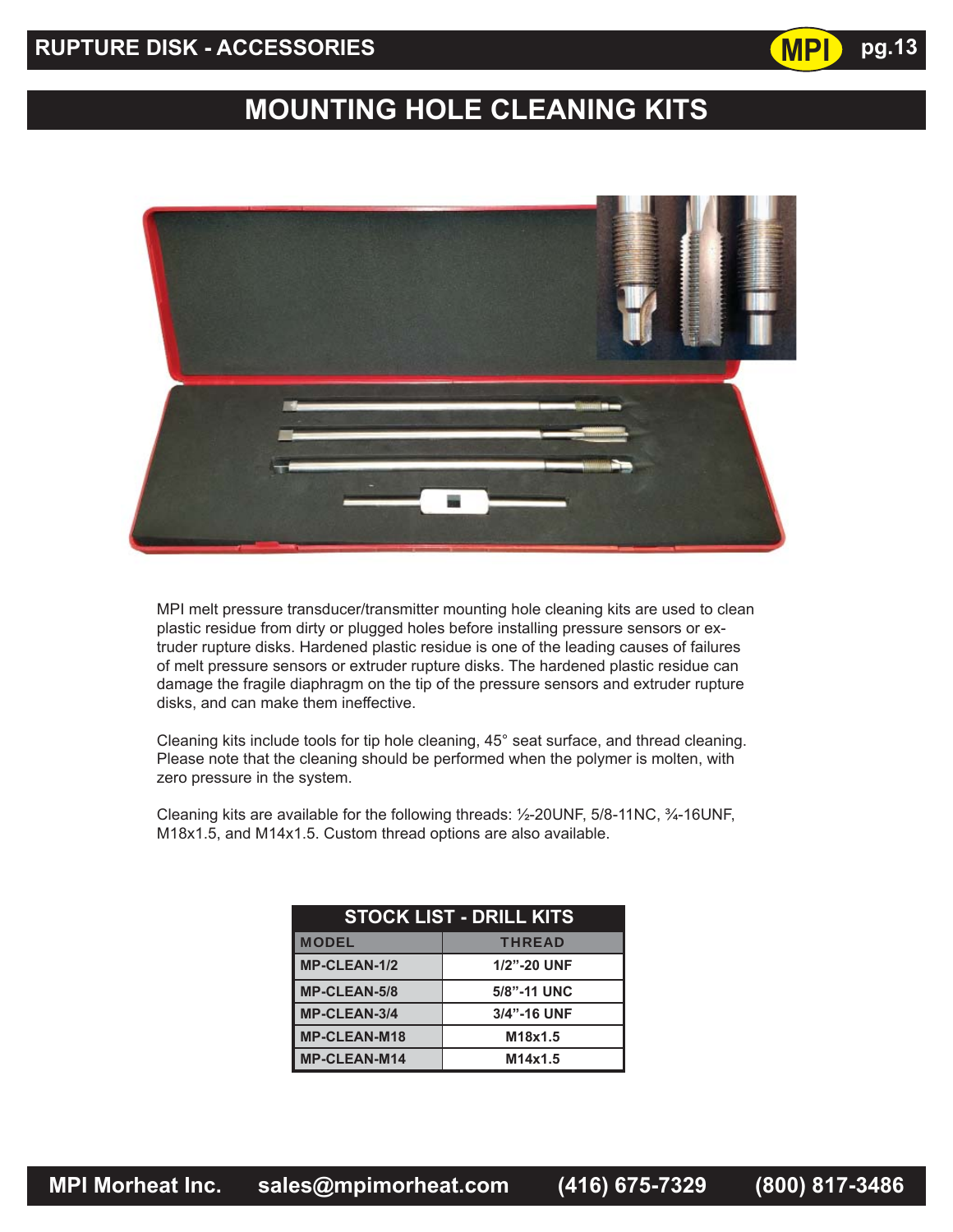# MOUNTING HOLE CLEANING KITS

MPI melt pressure transducer/transmitter mounting hole cleaning kits are used to clean plastic residue from dirty or plugged holes before installing pressure sensors or extruder rupture disks. Hardened plastic residue is one of the leading causes of failures of melt pressure sensors or extruder rupture disks. The hardened plastic residue can damage the fragile diaphragm on the tip of the pressure sensors and extruder rupture disks, and can make them ineffective.

Cleaning kits include tools for tip hole cleaning, 45° seat surface, and thread cleaning. Please note that the cleaning should be performed when the polymer is molten, with zero pressure in the system.

Cleaning kits are available for the following threads: ½-20UNF, 5/8-11NC, ¾-16UNF, M18x1.5, and M14x1.5. Custom thread options are also available.

| STOCK LIST - DRILL KITS | |
|---|---|
| **MODEL** | **THREAD** |
| MP-CLEAN-1/2 | 1/2”-20 UNF |
| MP-CLEAN-5/8 | 5/8”-11 UNC |
| MP-CLEAN-3/4 | 3/4”-16 UNF |
| MP-CLEAN-M18 | M18x1.5 |
| MP-CLEAN-M14 | M14x1.5 |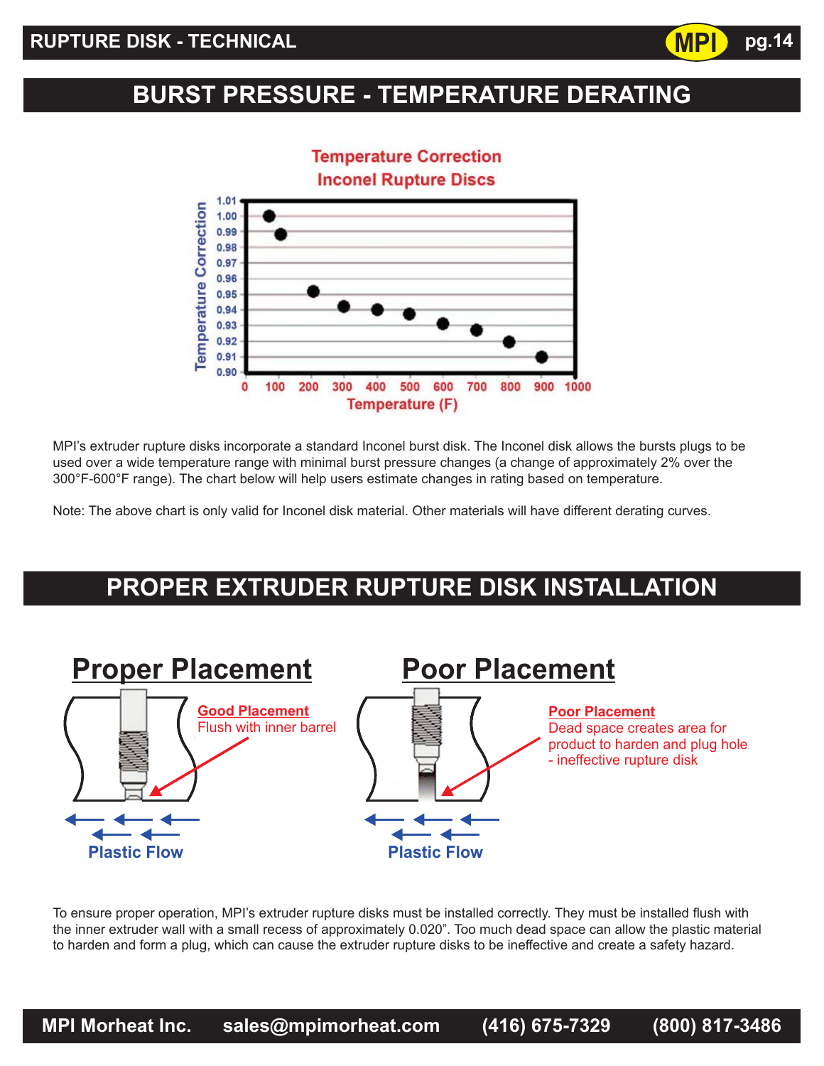## BURST PRESSURE - TEMPERATURE DERATING

Temperature Correction
Inconel Rupture Discs

MPI's extruder rupture disks incorporate a standard Inconel burst disk. The Inconel disk allows the bursts plugs to be used over a wide temperature range with minimal burst pressure changes (a change of approximately 2% over the 300°F-600°F range). The chart below will help users estimate changes in rating based on temperature.

Note: The above chart is only valid for Inconel disk material. Other materials will have different derating curves.

## PROPER EXTRUDER RUPTURE DISK INSTALLATION

**Proper Placement**

**Good Placement**
Flush with inner barrel

Plastic Flow

**Poor Placement**

**Poor Placement**
Dead space creates area for product to harden and plug hole - ineffective rupture disk

Plastic Flow

To ensure proper operation, MPI's extruder rupture disks must be installed correctly. They must be installed flush with the inner extruder wall with a small recess of approximately 0.020". Too much dead space can allow the plastic material to harden and form a plug, which can cause the extruder rupture disks to be ineffective and create a safety hazard.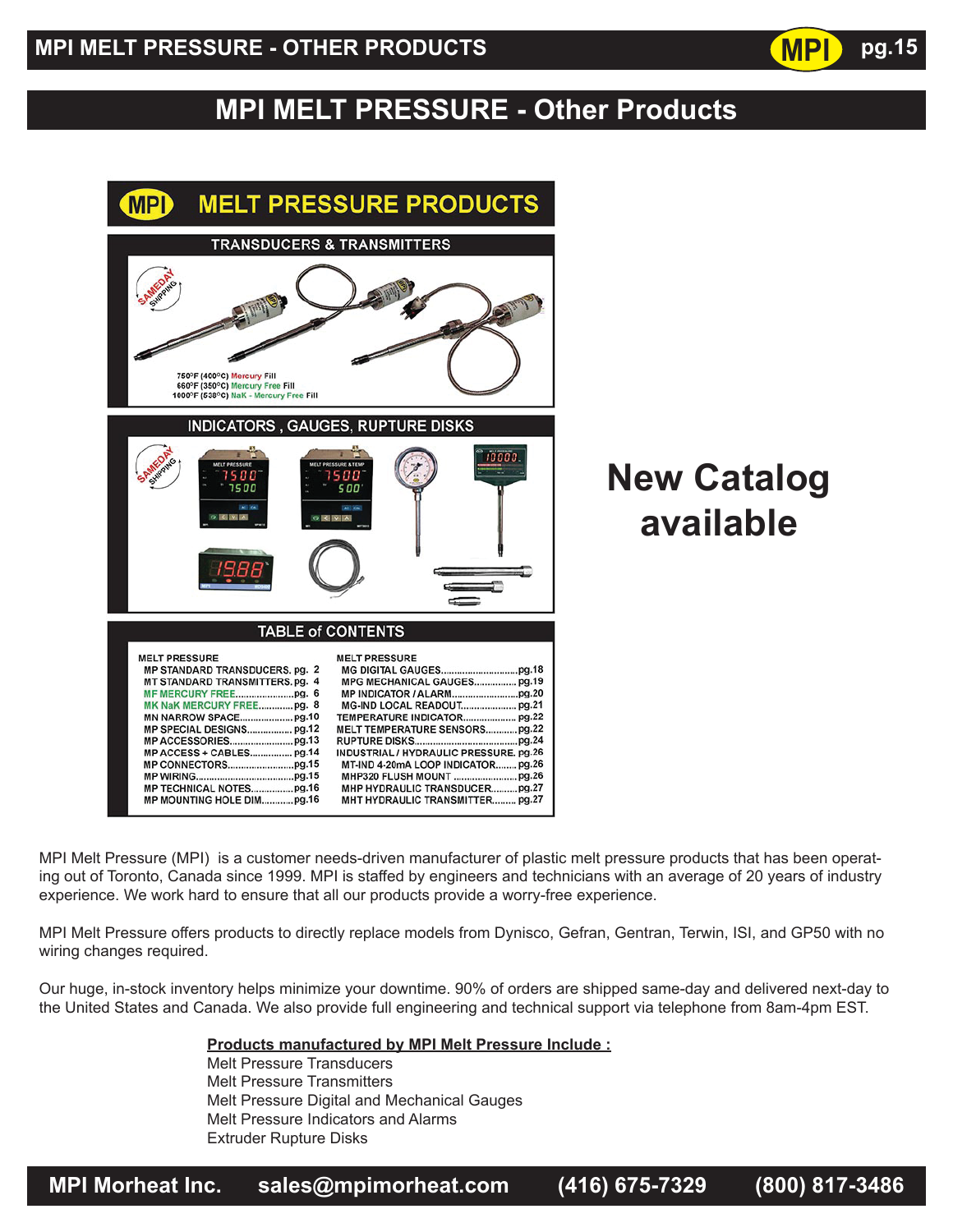# MPI MELT PRESSURE - Other Products

## MELT PRESSURE PRODUCTS

### TRANSDUCERS & TRANSMITTERS

SAMEDAY SHIPPING

750°F (400°C) Mercury Fill
660°F (350°C) Mercury Free Fill
1000°F (538°C) NaK - Mercury Free Fill

### INDICATORS , GAUGES, RUPTURE DISKS

SAMEDAY SHIPPING

### TABLE of CONTENTS

**MELT PRESSURE**

- MP STANDARD TRANSDUCERS. pg. 2
- MT STANDARD TRANSMITTERS. pg. 4
- MF MERCURY FREE.................pg. 6
- MK NaK MERCURY FREE............pg. 8
- MN NARROW SPACE..................pg.10
- MP SPECIAL DESIGNS................pg.12
- MP ACCESSORIES.......................pg.13
- MP ACCESS + CABLES...............pg.14
- MP CONNECTORS.......................pg.15
- MP WIRING.................................pg.15
- MP TECHNICAL NOTES...............pg.16
- MP MOUNTING HOLE DIM...........pg.16

**MELT PRESSURE**

- MG DIGITAL GAUGES...........................pg.18
- MPG MECHANICAL GAUGES...............pg.19
- MP INDICATOR / ALARM.......................pg.20
- MG-IND LOCAL READOUT....................pg.21
- TEMPERATURE INDICATOR...................pg.22
- MELT TEMPERATURE SENSORS...........pg.22
- RUPTURE DISKS....................................pg.24
- INDUSTRIAL / HYDRAULIC PRESSURE. pg.26
- MT-IND 4-20mA LOOP INDICATOR........pg.26
- MHP320 FLUSH MOUNT .......................pg.26
- MHP HYDRAULIC TRANSDUCER.........pg.27
- MHT HYDRAULIC TRANSMITTER.........pg.27

## New Catalog available

MPI Melt Pressure (MPI) is a customer needs-driven manufacturer of plastic melt pressure products that has been operating out of Toronto, Canada since 1999. MPI is staffed by engineers and technicians with an average of 20 years of industry experience. We work hard to ensure that all our products provide a worry-free experience.

MPI Melt Pressure offers products to directly replace models from Dynisco, Gefran, Gentran, Terwin, ISI, and GP50 with no wiring changes required.

Our huge, in-stock inventory helps minimize your downtime. 90% of orders are shipped same-day and delivered next-day to the United States and Canada. We also provide full engineering and technical support via telephone from 8am-4pm EST.

**Products manufactured by MPI Melt Pressure Include :**

Melt Pressure Transducers
Melt Pressure Transmitters
Melt Pressure Digital and Mechanical Gauges
Melt Pressure Indicators and Alarms
Extruder Rupture Disks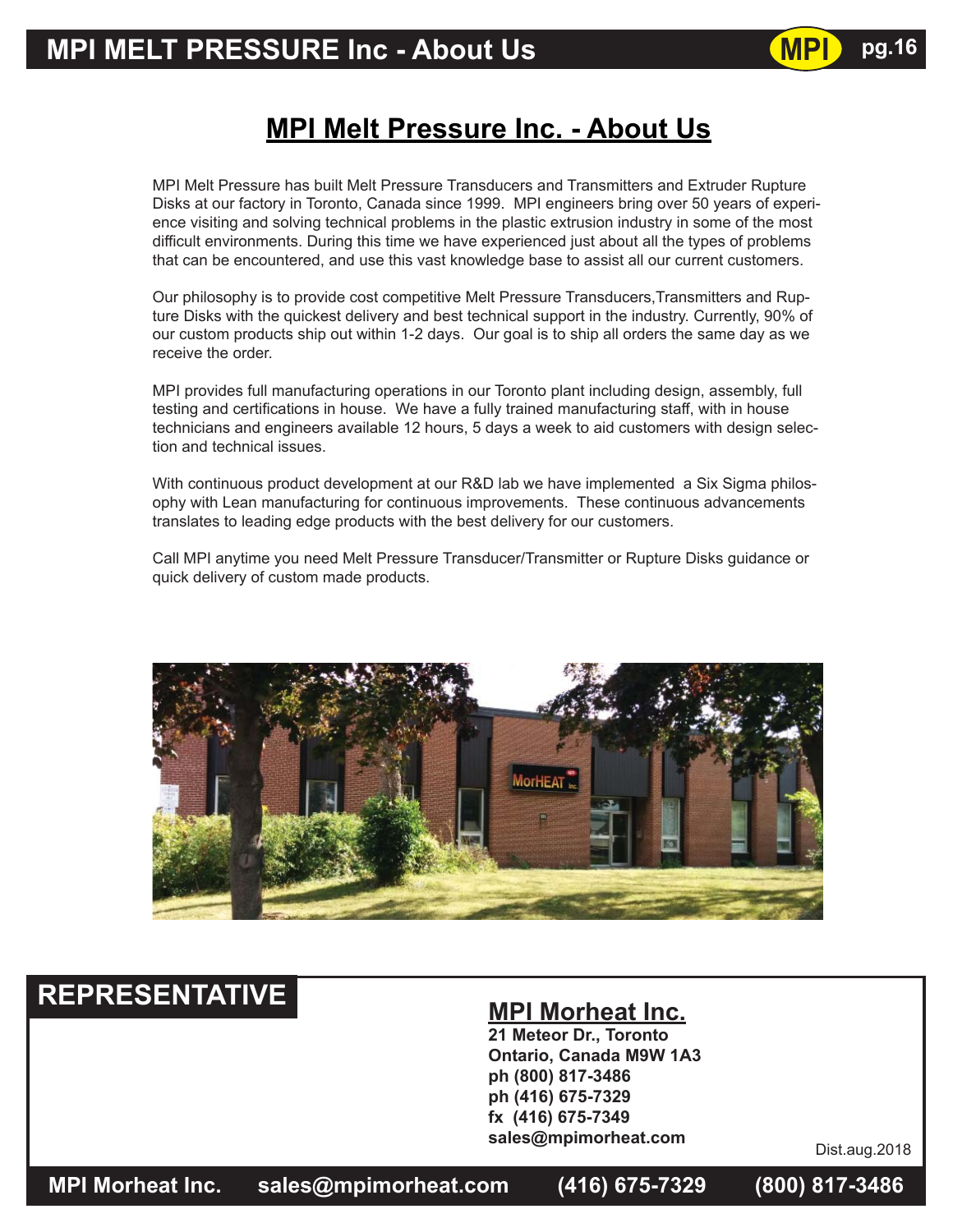# MPI Melt Pressure Inc. - About Us

MPI Melt Pressure has built Melt Pressure Transducers and Transmitters and Extruder Rupture Disks at our factory in Toronto, Canada since 1999. MPI engineers bring over 50 years of experience visiting and solving technical problems in the plastic extrusion industry in some of the most difficult environments. During this time we have experienced just about all the types of problems that can be encountered, and use this vast knowledge base to assist all our current customers.

Our philosophy is to provide cost competitive Melt Pressure Transducers,Transmitters and Rupture Disks with the quickest delivery and best technical support in the industry. Currently, 90% of our custom products ship out within 1-2 days. Our goal is to ship all orders the same day as we receive the order.

MPI provides full manufacturing operations in our Toronto plant including design, assembly, full testing and certifications in house. We have a fully trained manufacturing staff, with in house technicians and engineers available 12 hours, 5 days a week to aid customers with design selection and technical issues.

With continuous product development at our R&D lab we have implemented a Six Sigma philosophy with Lean manufacturing for continuous improvements. These continuous advancements translates to leading edge products with the best delivery for our customers.

Call MPI anytime you need Melt Pressure Transducer/Transmitter or Rupture Disks guidance or quick delivery of custom made products.

## REPRESENTATIVE

**MPI Morheat Inc.**
**21 Meteor Dr., Toronto**
**Ontario, Canada M9W 1A3**
**ph (800) 817-3486**
**ph (416) 675-7329**
**fx (416) 675-7349**
**sales@mpimorheat.com**

Dist.aug.2018